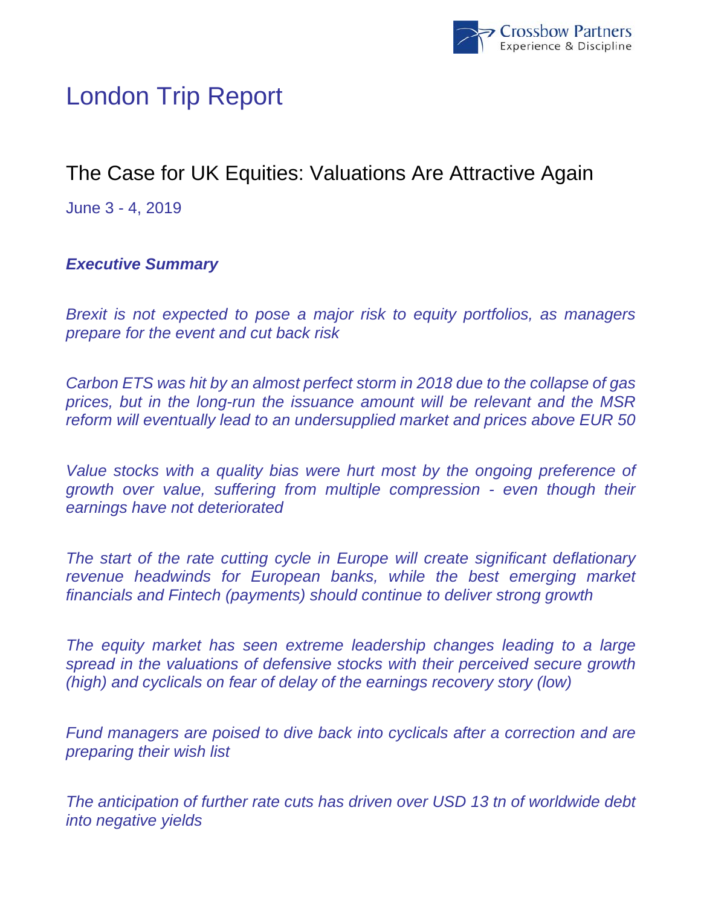# London Trip Report

## The Case for UK Equities: Valuations Are Attractive Again

June 3 - 4, 2019

***Executive Summary***

*Brexit is not expected to pose a major risk to equity portfolios, as managers prepare for the event and cut back risk*

*Carbon ETS was hit by an almost perfect storm in 2018 due to the collapse of gas prices, but in the long-run the issuance amount will be relevant and the MSR reform will eventually lead to an undersupplied market and prices above EUR 50*

*Value stocks with a quality bias were hurt most by the ongoing preference of growth over value, suffering from multiple compression - even though their earnings have not deteriorated*

*The start of the rate cutting cycle in Europe will create significant deflationary revenue headwinds for European banks, while the best emerging market financials and Fintech (payments) should continue to deliver strong growth*

*The equity market has seen extreme leadership changes leading to a large spread in the valuations of defensive stocks with their perceived secure growth (high) and cyclicals on fear of delay of the earnings recovery story (low)*

*Fund managers are poised to dive back into cyclicals after a correction and are preparing their wish list*

*The anticipation of further rate cuts has driven over USD 13 tn of worldwide debt into negative yields*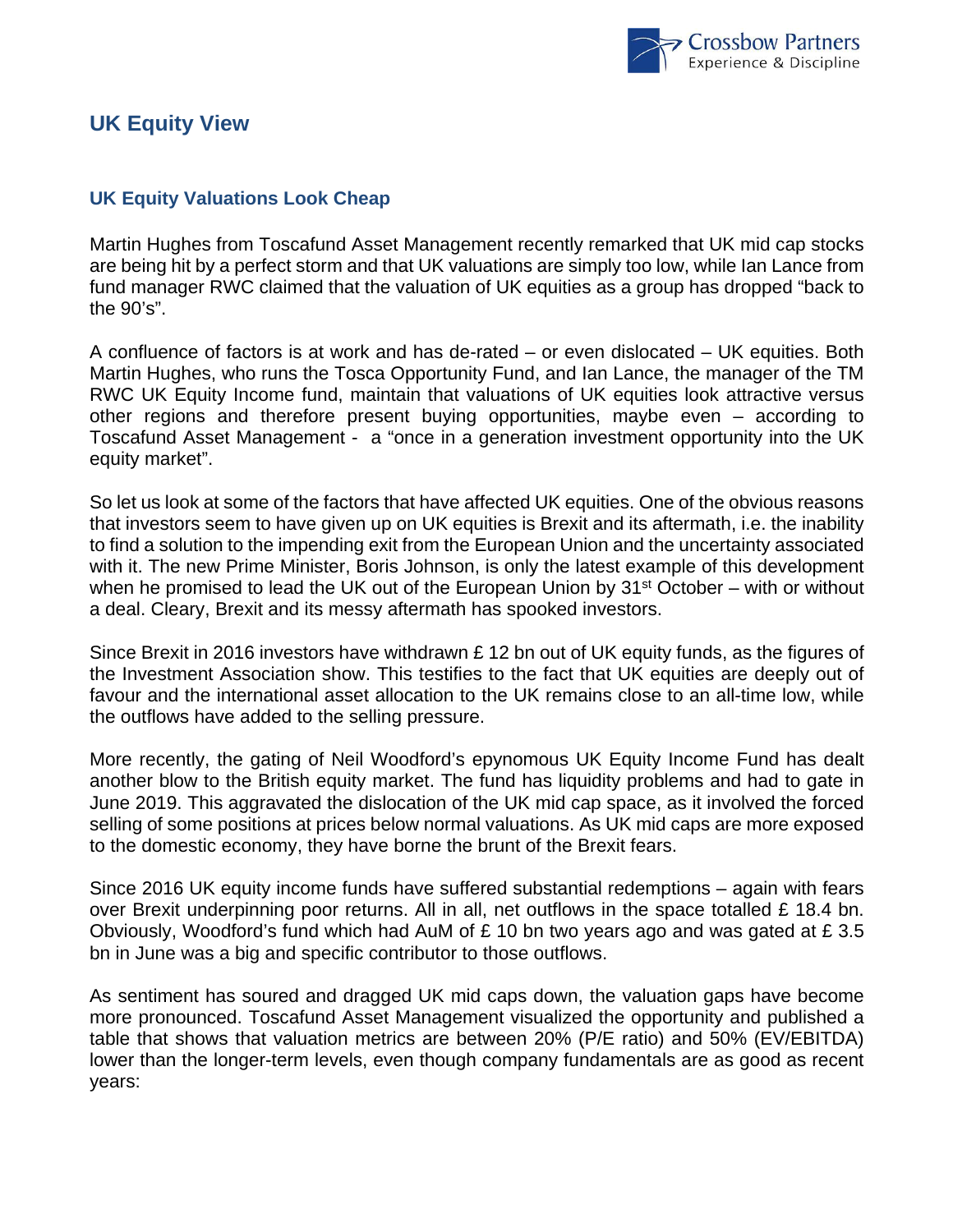# UK Equity View

## UK Equity Valuations Look Cheap

Martin Hughes from Toscafund Asset Management recently remarked that UK mid cap stocks are being hit by a perfect storm and that UK valuations are simply too low, while Ian Lance from fund manager RWC claimed that the valuation of UK equities as a group has dropped "back to the 90's".

A confluence of factors is at work and has de-rated – or even dislocated – UK equities. Both Martin Hughes, who runs the Tosca Opportunity Fund, and Ian Lance, the manager of the TM RWC UK Equity Income fund, maintain that valuations of UK equities look attractive versus other regions and therefore present buying opportunities, maybe even – according to Toscafund Asset Management - a "once in a generation investment opportunity into the UK equity market".

So let us look at some of the factors that have affected UK equities. One of the obvious reasons that investors seem to have given up on UK equities is Brexit and its aftermath, i.e. the inability to find a solution to the impending exit from the European Union and the uncertainty associated with it. The new Prime Minister, Boris Johnson, is only the latest example of this development when he promised to lead the UK out of the European Union by 31st October – with or without a deal. Cleary, Brexit and its messy aftermath has spooked investors.

Since Brexit in 2016 investors have withdrawn £ 12 bn out of UK equity funds, as the figures of the Investment Association show. This testifies to the fact that UK equities are deeply out of favour and the international asset allocation to the UK remains close to an all-time low, while the outflows have added to the selling pressure.

More recently, the gating of Neil Woodford's epynomous UK Equity Income Fund has dealt another blow to the British equity market. The fund has liquidity problems and had to gate in June 2019. This aggravated the dislocation of the UK mid cap space, as it involved the forced selling of some positions at prices below normal valuations. As UK mid caps are more exposed to the domestic economy, they have borne the brunt of the Brexit fears.

Since 2016 UK equity income funds have suffered substantial redemptions – again with fears over Brexit underpinning poor returns. All in all, net outflows in the space totalled £ 18.4 bn. Obviously, Woodford's fund which had AuM of £ 10 bn two years ago and was gated at £ 3.5 bn in June was a big and specific contributor to those outflows.

As sentiment has soured and dragged UK mid caps down, the valuation gaps have become more pronounced. Toscafund Asset Management visualized the opportunity and published a table that shows that valuation metrics are between 20% (P/E ratio) and 50% (EV/EBITDA) lower than the longer-term levels, even though company fundamentals are as good as recent years: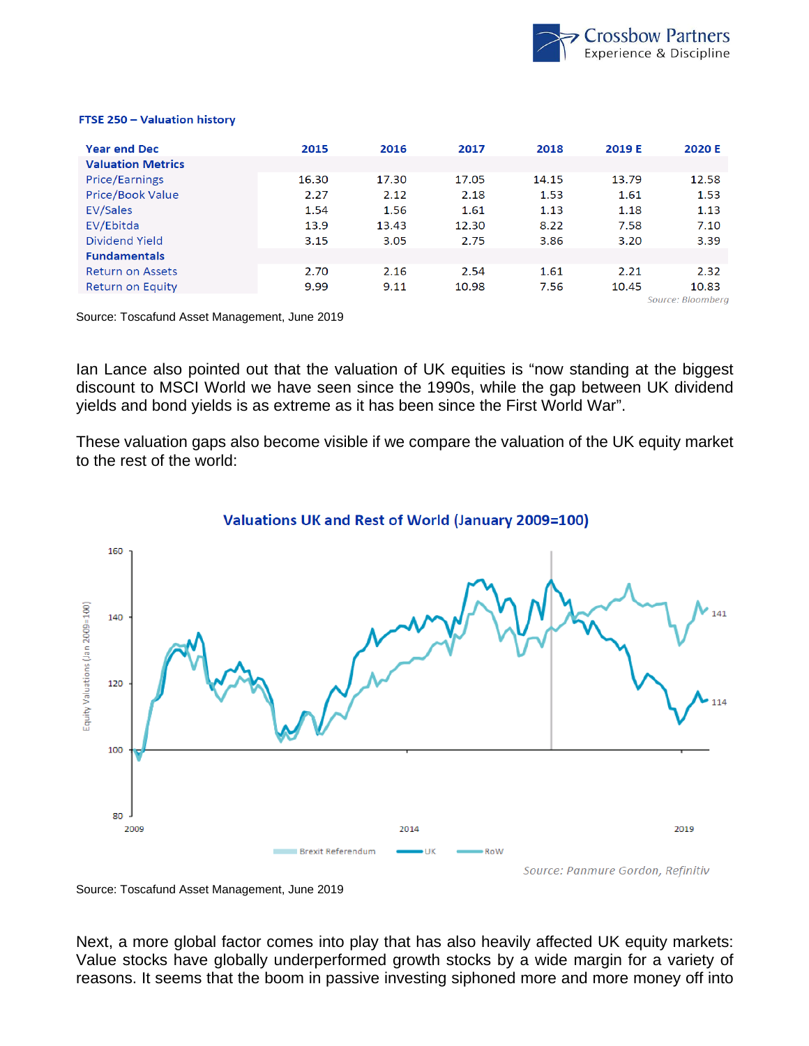**FTSE 250 – Valuation history**

| Year end Dec | 2015 | 2016 | 2017 | 2018 | 2019 E | 2020 E |
|---|---|---|---|---|---|---|
| **Valuation Metrics** | | | | | | |
| Price/Earnings | 16.30 | 17.30 | 17.05 | 14.15 | 13.79 | 12.58 |
| Price/Book Value | 2.27 | 2.12 | 2.18 | 1.53 | 1.61 | 1.53 |
| EV/Sales | 1.54 | 1.56 | 1.61 | 1.13 | 1.18 | 1.13 |
| EV/Ebitda | 13.9 | 13.43 | 12.30 | 8.22 | 7.58 | 7.10 |
| Dividend Yield | 3.15 | 3.05 | 2.75 | 3.86 | 3.20 | 3.39 |
| **Fundamentals** | | | | | | |
| Return on Assets | 2.70 | 2.16 | 2.54 | 1.61 | 2.21 | 2.32 |
| Return on Equity | 9.99 | 9.11 | 10.98 | 7.56 | 10.45 | 10.83 |

*Source: Bloomberg*

Source: Toscafund Asset Management, June 2019

Ian Lance also pointed out that the valuation of UK equities is "now standing at the biggest discount to MSCI World we have seen since the 1990s, while the gap between UK dividend yields and bond yields is as extreme as it has been since the First World War".

These valuation gaps also become visible if we compare the valuation of the UK equity market to the rest of the world:

**Valuations UK and Rest of World (January 2009=100)**

*Source: Panmure Gordon, Refinitiv*

Source: Toscafund Asset Management, June 2019

Next, a more global factor comes into play that has also heavily affected UK equity markets: Value stocks have globally underperformed growth stocks by a wide margin for a variety of reasons. It seems that the boom in passive investing siphoned more and more money off into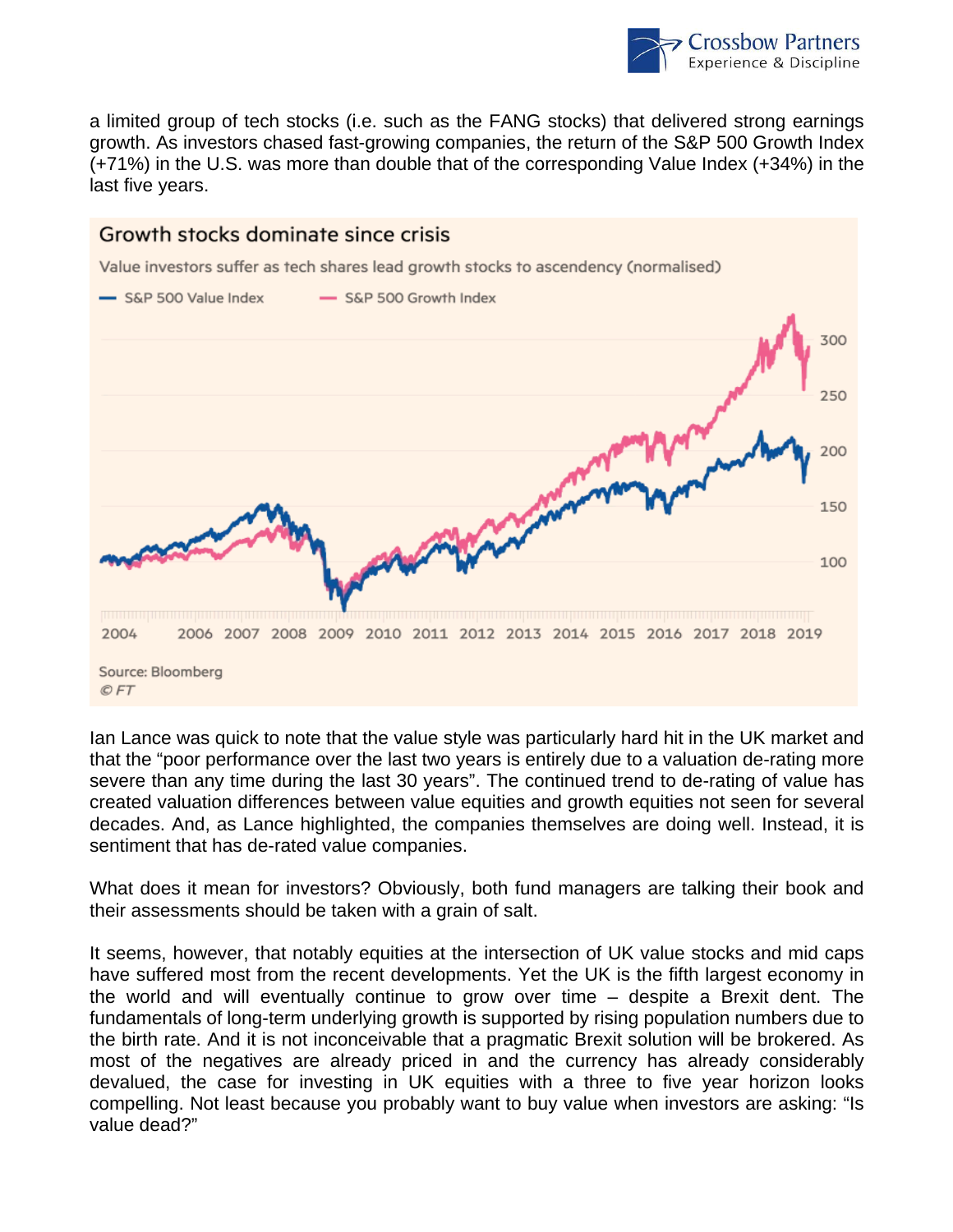a limited group of tech stocks (i.e. such as the FANG stocks) that delivered strong earnings growth. As investors chased fast-growing companies, the return of the S&P 500 Growth Index (+71%) in the U.S. was more than double that of the corresponding Value Index (+34%) in the last five years.

Growth stocks dominate since crisis

Value investors suffer as tech shares lead growth stocks to ascendency (normalised)

S&P 500 Value Index
S&P 500 Growth Index

300
250
200
150
100

2004 2006 2007 2008 2009 2010 2011 2012 2013 2014 2015 2016 2017 2018 2019

Source: Bloomberg
© FT

Ian Lance was quick to note that the value style was particularly hard hit in the UK market and that the "poor performance over the last two years is entirely due to a valuation de-rating more severe than any time during the last 30 years". The continued trend to de-rating of value has created valuation differences between value equities and growth equities not seen for several decades. And, as Lance highlighted, the companies themselves are doing well. Instead, it is sentiment that has de-rated value companies.

What does it mean for investors? Obviously, both fund managers are talking their book and their assessments should be taken with a grain of salt.

It seems, however, that notably equities at the intersection of UK value stocks and mid caps have suffered most from the recent developments. Yet the UK is the fifth largest economy in the world and will eventually continue to grow over time – despite a Brexit dent. The fundamentals of long-term underlying growth is supported by rising population numbers due to the birth rate. And it is not inconceivable that a pragmatic Brexit solution will be brokered. As most of the negatives are already priced in and the currency has already considerably devalued, the case for investing in UK equities with a three to five year horizon looks compelling. Not least because you probably want to buy value when investors are asking: "Is value dead?"